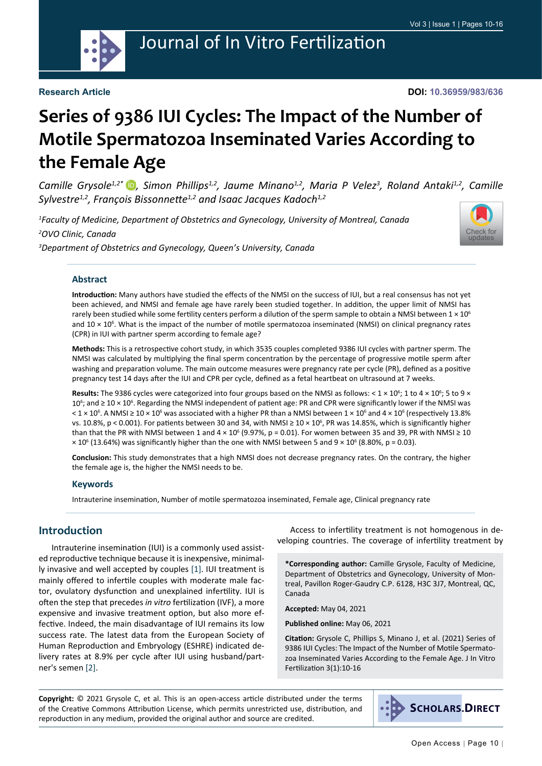Research Article

DOI: 10.36959/983/636

# Series of 9386 IUI Cycles: The Impact of the Number of Motile Spermatozoa Inseminated Varies According to the Female Age

*Camille Grysole[1,2]\*, Simon Phillips[1,2], Jaume Minano[1,2], Maria P Velez[3], Roland Antaki[1,2], Camille Sylvestre[1,2], François Bissonnette[1,2] and Isaac Jacques Kadoch[1,2]*

[1]*Faculty of Medicine, Department of Obstetrics and Gynecology, University of Montreal, Canada*

[2]*OVO Clinic, Canada*

[3]*Department of Obstetrics and Gynecology, Queen's University, Canada*

## Abstract

**Introduction:** Many authors have studied the effects of the NMSI on the success of IUI, but a real consensus has not yet been achieved, and NMSI and female age have rarely been studied together. In addition, the upper limit of NMSI has rarely been studied while some fertility centers perform a dilution of the sperm sample to obtain a NMSI between $1 \times 10^6$ and $10 \times 10^6$. What is the impact of the number of motile spermatozoa inseminated (NMSI) on clinical pregnancy rates (CPR) in IUI with partner sperm according to female age?

**Methods:** This is a retrospective cohort study, in which 3535 couples completed 9386 IUI cycles with partner sperm. The NMSI was calculated by multiplying the final sperm concentration by the percentage of progressive motile sperm after washing and preparation volume. The main outcome measures were pregnancy rate per cycle (PR), defined as a positive pregnancy test 14 days after the IUI and CPR per cycle, defined as a fetal heartbeat on ultrasound at 7 weeks.

**Results:** The 9386 cycles were categorized into four groups based on the NMSI as follows: $< 1 \times 10^6$; 1 to $4 \times 10^6$; 5 to $9 \times 10^6$; and $\geq 10 \times 10^6$. Regarding the NMSI independent of patient age: PR and CPR were significantly lower if the NMSI was $< 1 \times 10^6$. A NMSI $\geq 10 \times 10^6$ was associated with a higher PR than a NMSI between $1 \times 10^6$ and $4 \times 10^6$ (respectively 13.8% vs. 10.8%, $p < 0.001$). For patients between 30 and 34, with NMSI $\geq 10 \times 10^6$, PR was 14.85%, which is significantly higher than that the PR with NMSI between 1 and $4 \times 10^6$ (9.97%, $p = 0.01$). For women between 35 and 39, PR with NMSI $\geq 10 \times 10^6$ (13.64%) was significantly higher than the one with NMSI between 5 and $9 \times 10^6$ (8.80%, $p = 0.03$).

**Conclusion:** This study demonstrates that a high NMSI does not decrease pregnancy rates. On the contrary, the higher the female age is, the higher the NMSI needs to be.

### Keywords

Intrauterine insemination, Number of motile spermatozoa inseminated, Female age, Clinical pregnancy rate

## Introduction

Intrauterine insemination (IUI) is a commonly used assisted reproductive technique because it is inexpensive, minimally invasive and well accepted by couples [1]. IUI treatment is mainly offered to infertile couples with moderate male factor, ovulatory dysfunction and unexplained infertility. IUI is often the step that precedes *in vitro* fertilization (IVF), a more expensive and invasive treatment option, but also more effective. Indeed, the main disadvantage of IUI remains its low success rate. The latest data from the European Society of Human Reproduction and Embryology (ESHRE) indicated delivery rates at 8.9% per cycle after IUI using husband/partner's semen [2].

Access to infertility treatment is not homogenous in developing countries. The coverage of infertility treatment by

**\*Corresponding author:** Camille Grysole, Faculty of Medicine, Department of Obstetrics and Gynecology, University of Montreal, Pavillon Roger-Gaudry C.P. 6128, H3C 3J7, Montreal, QC, Canada

**Accepted:** May 04, 2021

**Published online:** May 06, 2021

**Citation:** Grysole C, Phillips S, Minano J, et al. (2021) Series of 9386 IUI Cycles: The Impact of the Number of Motile Spermatozoa Inseminated Varies According to the Female Age. J In Vitro Fertilization 3(1):10-16

**Copyright:** © 2021 Grysole C, et al. This is an open-access article distributed under the terms of the Creative Commons Attribution License, which permits unrestricted use, distribution, and reproduction in any medium, provided the original author and source are credited.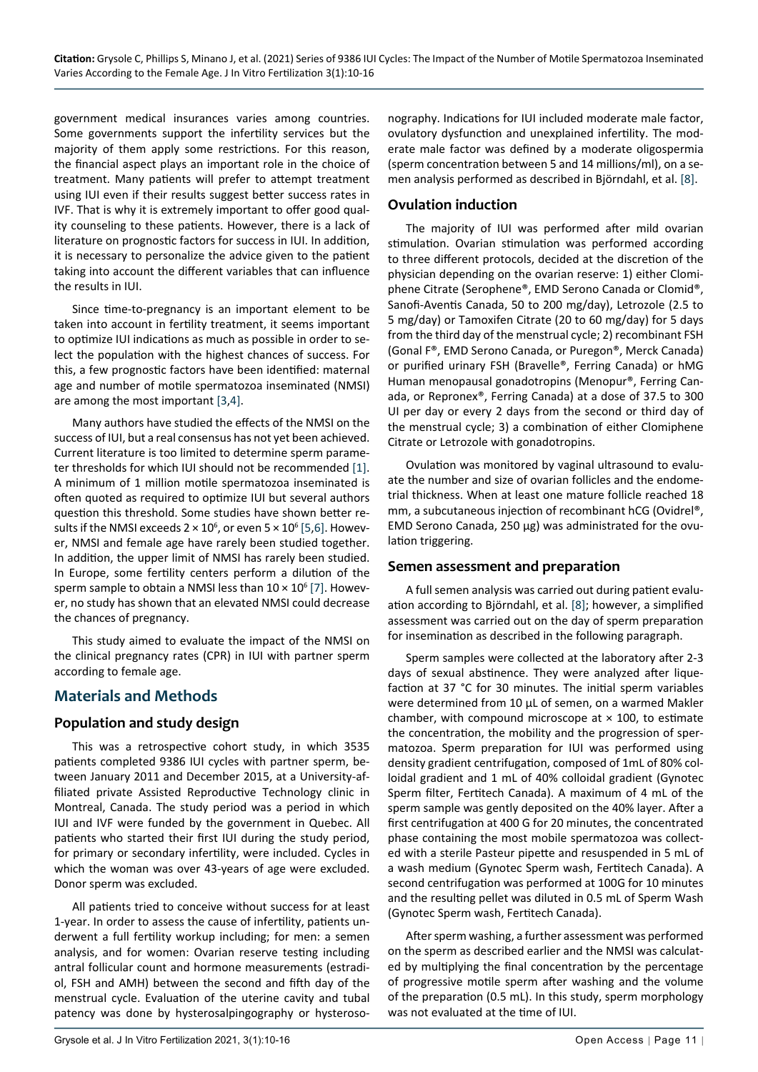government medical insurances varies among countries. Some governments support the infertility services but the majority of them apply some restrictions. For this reason, the financial aspect plays an important role in the choice of treatment. Many patients will prefer to attempt treatment using IUI even if their results suggest better success rates in IVF. That is why it is extremely important to offer good quality counseling to these patients. However, there is a lack of literature on prognostic factors for success in IUI. In addition, it is necessary to personalize the advice given to the patient taking into account the different variables that can influence the results in IUI.

Since time-to-pregnancy is an important element to be taken into account in fertility treatment, it seems important to optimize IUI indications as much as possible in order to select the population with the highest chances of success. For this, a few prognostic factors have been identified: maternal age and number of motile spermatozoa inseminated (NMSI) are among the most important [3,4].

Many authors have studied the effects of the NMSI on the success of IUI, but a real consensus has not yet been achieved. Current literature is too limited to determine sperm parameter thresholds for which IUI should not be recommended [1]. A minimum of 1 million motile spermatozoa inseminated is often quoted as required to optimize IUI but several authors question this threshold. Some studies have shown better results if the NMSI exceeds $2 \times 10^6$, or even $5 \times 10^6$ [5,6]. However, NMSI and female age have rarely been studied together. In addition, the upper limit of NMSI has rarely been studied. In Europe, some fertility centers perform a dilution of the sperm sample to obtain a NMSI less than $10 \times 10^6$ [7]. However, no study has shown that an elevated NMSI could decrease the chances of pregnancy.

This study aimed to evaluate the impact of the NMSI on the clinical pregnancy rates (CPR) in IUI with partner sperm according to female age.

## Materials and Methods

### Population and study design

This was a retrospective cohort study, in which 3535 patients completed 9386 IUI cycles with partner sperm, between January 2011 and December 2015, at a University-affiliated private Assisted Reproductive Technology clinic in Montreal, Canada. The study period was a period in which IUI and IVF were funded by the government in Quebec. All patients who started their first IUI during the study period, for primary or secondary infertility, were included. Cycles in which the woman was over 43-years of age were excluded. Donor sperm was excluded.

All patients tried to conceive without success for at least 1-year. In order to assess the cause of infertility, patients underwent a full fertility workup including; for men: a semen analysis, and for women: Ovarian reserve testing including antral follicular count and hormone measurements (estradiol, FSH and AMH) between the second and fifth day of the menstrual cycle. Evaluation of the uterine cavity and tubal patency was done by hysterosalpingography or hysterosonography. Indications for IUI included moderate male factor, ovulatory dysfunction and unexplained infertility. The moderate male factor was defined by a moderate oligospermia (sperm concentration between 5 and 14 millions/ml), on a semen analysis performed as described in Björndahl, et al. [8].

### Ovulation induction

The majority of IUI was performed after mild ovarian stimulation. Ovarian stimulation was performed according to three different protocols, decided at the discretion of the physician depending on the ovarian reserve: 1) either Clomiphene Citrate (Serophene®, EMD Serono Canada or Clomid®, Sanofi-Aventis Canada, 50 to 200 mg/day), Letrozole (2.5 to 5 mg/day) or Tamoxifen Citrate (20 to 60 mg/day) for 5 days from the third day of the menstrual cycle; 2) recombinant FSH (Gonal F®, EMD Serono Canada, or Puregon®, Merck Canada) or purified urinary FSH (Bravelle®, Ferring Canada) or hMG Human menopausal gonadotropins (Menopur®, Ferring Canada, or Repronex®, Ferring Canada) at a dose of 37.5 to 300 UI per day or every 2 days from the second or third day of the menstrual cycle; 3) a combination of either Clomiphene Citrate or Letrozole with gonadotropins.

Ovulation was monitored by vaginal ultrasound to evaluate the number and size of ovarian follicles and the endometrial thickness. When at least one mature follicle reached 18 mm, a subcutaneous injection of recombinant hCG (Ovidrel®, EMD Serono Canada, 250 µg) was administrated for the ovulation triggering.

### Semen assessment and preparation

A full semen analysis was carried out during patient evaluation according to Björndahl, et al. [8]; however, a simplified assessment was carried out on the day of sperm preparation for insemination as described in the following paragraph.

Sperm samples were collected at the laboratory after 2-3 days of sexual abstinence. They were analyzed after liquefaction at 37 °C for 30 minutes. The initial sperm variables were determined from 10 µL of semen, on a warmed Makler chamber, with compound microscope at × 100, to estimate the concentration, the mobility and the progression of spermatozoa. Sperm preparation for IUI was performed using density gradient centrifugation, composed of 1mL of 80% colloidal gradient and 1 mL of 40% colloidal gradient (Gynotec Sperm filter, Fertitech Canada). A maximum of 4 mL of the sperm sample was gently deposited on the 40% layer. After a first centrifugation at 400 G for 20 minutes, the concentrated phase containing the most mobile spermatozoa was collected with a sterile Pasteur pipette and resuspended in 5 mL of a wash medium (Gynotec Sperm wash, Fertitech Canada). A second centrifugation was performed at 100G for 10 minutes and the resulting pellet was diluted in 0.5 mL of Sperm Wash (Gynotec Sperm wash, Fertitech Canada).

After sperm washing, a further assessment was performed on the sperm as described earlier and the NMSI was calculated by multiplying the final concentration by the percentage of progressive motile sperm after washing and the volume of the preparation (0.5 mL). In this study, sperm morphology was not evaluated at the time of IUI.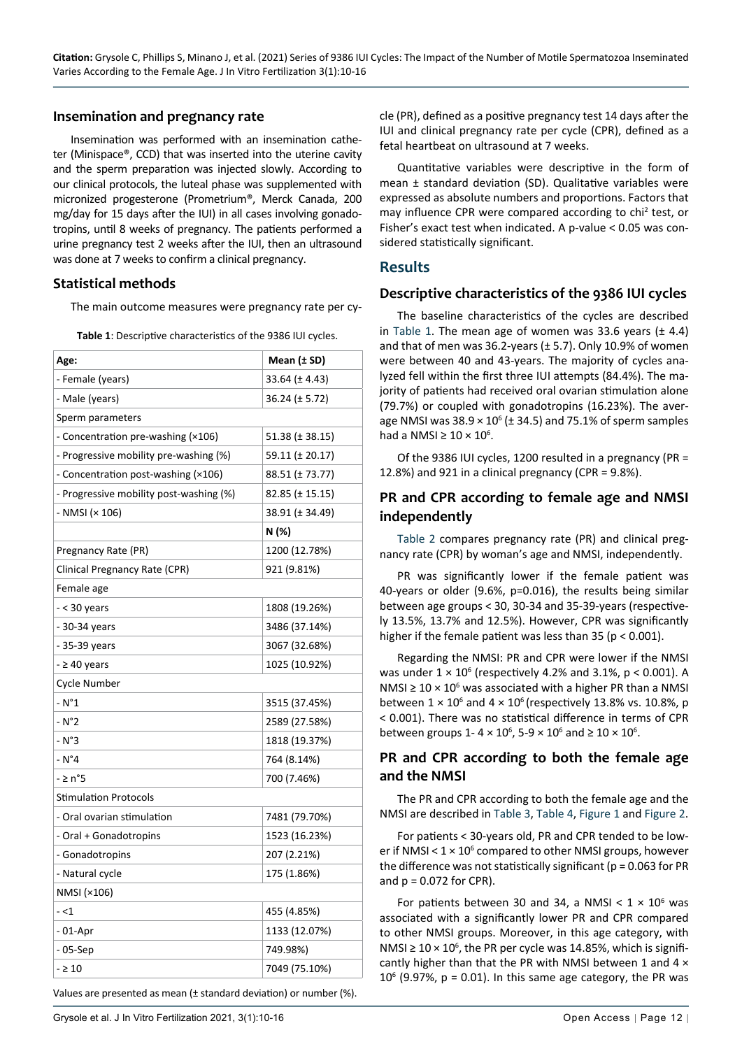## Insemination and pregnancy rate

Insemination was performed with an insemination catheter (Minispace®, CCD) that was inserted into the uterine cavity and the sperm preparation was injected slowly. According to our clinical protocols, the luteal phase was supplemented with micronized progesterone (Prometrium®, Merck Canada, 200 mg/day for 15 days after the IUI) in all cases involving gonadotropins, until 8 weeks of pregnancy. The patients performed a urine pregnancy test 2 weeks after the IUI, then an ultrasound was done at 7 weeks to confirm a clinical pregnancy.

## Statistical methods

The main outcome measures were pregnancy rate per cycle (PR), defined as a positive pregnancy test 14 days after the IUI and clinical pregnancy rate per cycle (CPR), defined as a fetal heartbeat on ultrasound at 7 weeks.

Quantitative variables were descriptive in the form of mean ± standard deviation (SD). Qualitative variables were expressed as absolute numbers and proportions. Factors that may influence CPR were compared according to chi² test, or Fisher's exact test when indicated. A p-value < 0.05 was considered statistically significant.

**Table 1**: Descriptive characteristics of the 9386 IUI cycles.

| Age: | Mean (± SD) |
|---|---|
| - Female (years) | 33.64 (± 4.43) |
| - Male (years) | 36.24 (± 5.72) |
| Sperm parameters | |
| - Concentration pre-washing (×106) | 51.38 (± 38.15) |
| - Progressive mobility pre-washing (%) | 59.11 (± 20.17) |
| - Concentration post-washing (×106) | 88.51 (± 73.77) |
| - Progressive mobility post-washing (%) | 82.85 (± 15.15) |
| - NMSI (× 106) | 38.91 (± 34.49) |
| | **N (%)** |
| Pregnancy Rate (PR) | 1200 (12.78%) |
| Clinical Pregnancy Rate (CPR) | 921 (9.81%) |
| Female age | |
| - < 30 years | 1808 (19.26%) |
| - 30-34 years | 3486 (37.14%) |
| - 35-39 years | 3067 (32.68%) |
| - ≥ 40 years | 1025 (10.92%) |
| Cycle Number | |
| - N°1 | 3515 (37.45%) |
| - N°2 | 2589 (27.58%) |
| - N°3 | 1818 (19.37%) |
| - N°4 | 764 (8.14%) |
| - ≥ n°5 | 700 (7.46%) |
| Stimulation Protocols | |
| - Oral ovarian stimulation | 7481 (79.70%) |
| - Oral + Gonadotropins | 1523 (16.23%) |
| - Gonadotropins | 207 (2.21%) |
| - Natural cycle | 175 (1.86%) |
| NMSI (×106) | |
| - <1 | 455 (4.85%) |
| - 01-Apr | 1133 (12.07%) |
| - 05-Sep | 749.98%) |
| - ≥ 10 | 7049 (75.10%) |

Values are presented as mean (± standard deviation) or number (%).

# Results

## Descriptive characteristics of the 9386 IUI cycles

The baseline characteristics of the cycles are described in Table 1. The mean age of women was 33.6 years (± 4.4) and that of men was 36.2-years (± 5.7). Only 10.9% of women were between 40 and 43-years. The majority of cycles analyzed fell within the first three IUI attempts (84.4%). The majority of patients had received oral ovarian stimulation alone (79.7%) or coupled with gonadotropins (16.23%). The average NMSI was $38.9 \times 10^6$ (± 34.5) and 75.1% of sperm samples had a NMSI $\geq 10 \times 10^6$.

Of the 9386 IUI cycles, 1200 resulted in a pregnancy (PR = 12.8%) and 921 in a clinical pregnancy (CPR = 9.8%).

## PR and CPR according to female age and NMSI independently

Table 2 compares pregnancy rate (PR) and clinical pregnancy rate (CPR) by woman's age and NMSI, independently.

PR was significantly lower if the female patient was 40-years or older (9.6%, p=0.016), the results being similar between age groups < 30, 30-34 and 35-39-years (respectively 13.5%, 13.7% and 12.5%). However, CPR was significantly higher if the female patient was less than 35 ($p < 0.001$).

Regarding the NMSI: PR and CPR were lower if the NMSI was under $1 \times 10^6$ (respectively 4.2% and 3.1%, $p < 0.001$). A NMSI $\geq 10 \times 10^6$ was associated with a higher PR than a NMSI between $1 \times 10^6$ and $4 \times 10^6$ (respectively 13.8% vs. 10.8%, $p < 0.001$). There was no statistical difference in terms of CPR between groups 1- $4 \times 10^6$, 5-9 $\times 10^6$ and $\geq 10 \times 10^6$.

## PR and CPR according to both the female age and the NMSI

The PR and CPR according to both the female age and the NMSI are described in Table 3, Table 4, Figure 1 and Figure 2.

For patients < 30-years old, PR and CPR tended to be lower if NMSI < $1 \times 10^6$ compared to other NMSI groups, however the difference was not statistically significant (p = 0.063 for PR and p = 0.072 for CPR).

For patients between 30 and 34, a NMSI < $1 \times 10^6$ was associated with a significantly lower PR and CPR compared to other NMSI groups. Moreover, in this age category, with NMSI $\geq 10 \times 10^6$, the PR per cycle was 14.85%, which is significantly higher than that the PR with NMSI between 1 and $4 \times 10^6$ (9.97%, p = 0.01). In this same age category, the PR was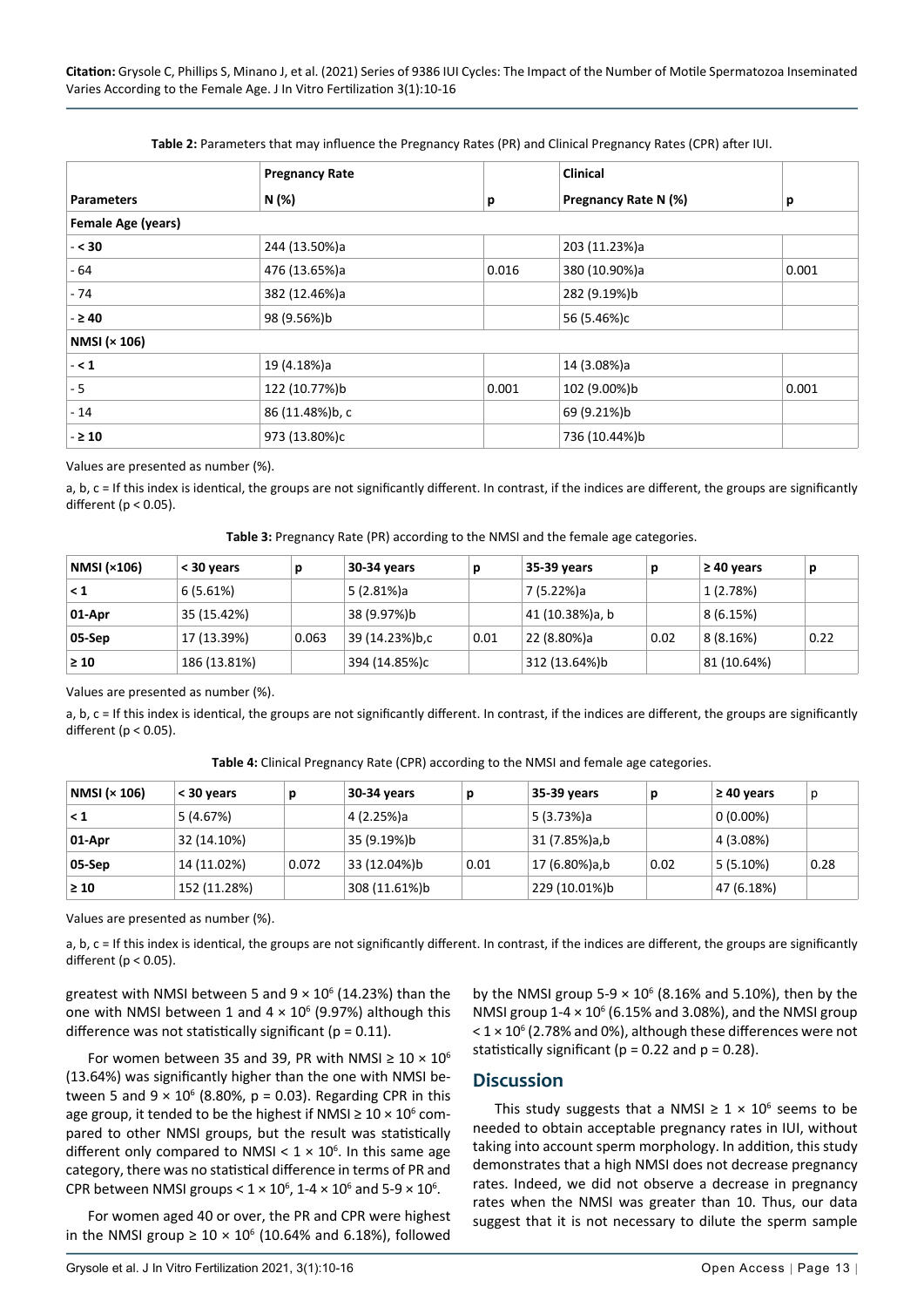**Table 2:** Parameters that may influence the Pregnancy Rates (PR) and Clinical Pregnancy Rates (CPR) after IUI.

| | Pregnancy Rate | | Clinical | |
|---|---|---|---|---|
| **Parameters** | **N (%)** | **p** | **Pregnancy Rate N (%)** | **p** |
| **Female Age (years)** | | | | |
| - **< 30** | 244 (13.50%)a | | 203 (11.23%)a | |
| - 64 | 476 (13.65%)a | 0.016 | 380 (10.90%)a | 0.001 |
| - 74 | 382 (12.46%)a | | 282 (9.19%)b | |
| - **≥ 40** | 98 (9.56%)b | | 56 (5.46%)c | |
| **NMSI (× 106)** | | | | |
| - **< 1** | 19 (4.18%)a | | 14 (3.08%)a | |
| - 5 | 122 (10.77%)b | 0.001 | 102 (9.00%)b | 0.001 |
| - 14 | 86 (11.48%)b, c | | 69 (9.21%)b | |
| - **≥ 10** | 973 (13.80%)c | | 736 (10.44%)b | |

Values are presented as number (%).

a, b, c = If this index is identical, the groups are not significantly different. In contrast, if the indices are different, the groups are significantly different ($p < 0.05$).

**Table 3:** Pregnancy Rate (PR) according to the NMSI and the female age categories.

| NMSI (×106) | < 30 years | p | 30-34 years | p | 35-39 years | p | ≥ 40 years | p |
|---|---|---|---|---|---|---|---|---|
| **< 1** | 6 (5.61%) | | 5 (2.81%)a | | 7 (5.22%)a | | 1 (2.78%) | |
| **01-Apr** | 35 (15.42%) | | 38 (9.97%)b | | 41 (10.38%)a, b | | 8 (6.15%) | |
| **05-Sep** | 17 (13.39%) | 0.063 | 39 (14.23%)b,c | 0.01 | 22 (8.80%)a | 0.02 | 8 (8.16%) | 0.22 |
| **≥ 10** | 186 (13.81%) | | 394 (14.85%)c | | 312 (13.64%)b | | 81 (10.64%) | |

Values are presented as number (%).

a, b, c = If this index is identical, the groups are not significantly different. In contrast, if the indices are different, the groups are significantly different ($p < 0.05$).

**Table 4:** Clinical Pregnancy Rate (CPR) according to the NMSI and female age categories.

| NMSI (× 106) | < 30 years | p | 30-34 years | p | 35-39 years | p | ≥ 40 years | p |
|---|---|---|---|---|---|---|---|---|
| **< 1** | 5 (4.67%) | | 4 (2.25%)a | | 5 (3.73%)a | | 0 (0.00%) | |
| **01-Apr** | 32 (14.10%) | | 35 (9.19%)b | | 31 (7.85%)a,b | | 4 (3.08%) | |
| **05-Sep** | 14 (11.02%) | 0.072 | 33 (12.04%)b | 0.01 | 17 (6.80%)a,b | 0.02 | 5 (5.10%) | 0.28 |
| **≥ 10** | 152 (11.28%) | | 308 (11.61%)b | | 229 (10.01%)b | | 47 (6.18%) | |

Values are presented as number (%).

a, b, c = If this index is identical, the groups are not significantly different. In contrast, if the indices are different, the groups are significantly different ($p < 0.05$).

greatest with NMSI between 5 and $9 \times 10^6$ (14.23%) than the one with NMSI between 1 and $4 \times 10^6$ (9.97%) although this difference was not statistically significant ($p = 0.11$).

For women between 35 and 39, PR with NMSI $\geq 10 \times 10^6$ (13.64%) was significantly higher than the one with NMSI between 5 and $9 \times 10^6$ (8.80%, $p = 0.03$). Regarding CPR in this age group, it tended to be the highest if NMSI $\geq 10 \times 10^6$ compared to other NMSI groups, but the result was statistically different only compared to NMSI $< 1 \times 10^6$. In this same age category, there was no statistical difference in terms of PR and CPR between NMSI groups $< 1 \times 10^6$, $1\text{-}4 \times 10^6$ and $5\text{-}9 \times 10^6$.

For women aged 40 or over, the PR and CPR were highest in the NMSI group $\geq 10 \times 10^6$ (10.64% and 6.18%), followed by the NMSI group $5\text{-}9 \times 10^6$ (8.16% and 5.10%), then by the NMSI group $1\text{-}4 \times 10^6$ (6.15% and 3.08%), and the NMSI group $< 1 \times 10^6$ (2.78% and 0%), although these differences were not statistically significant ($p = 0.22$ and $p = 0.28$).

## Discussion

This study suggests that a NMSI $\geq 1 \times 10^6$ seems to be needed to obtain acceptable pregnancy rates in IUI, without taking into account sperm morphology. In addition, this study demonstrates that a high NMSI does not decrease pregnancy rates. Indeed, we did not observe a decrease in pregnancy rates when the NMSI was greater than 10. Thus, our data suggest that it is not necessary to dilute the sperm sample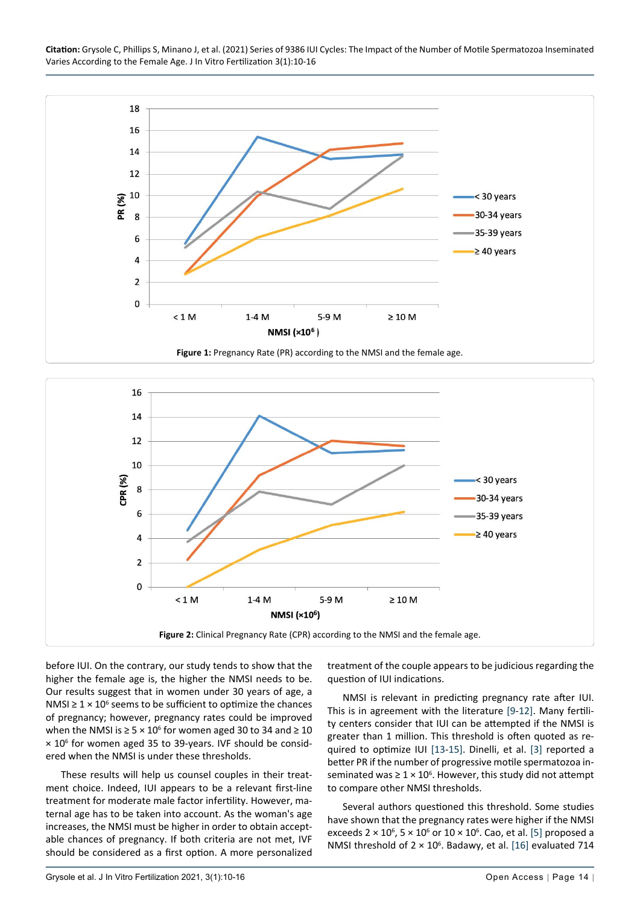Figure 1: Pregnancy Rate (PR) according to the NMSI and the female age.

Figure 2: Clinical Pregnancy Rate (CPR) according to the NMSI and the female age.

before IUI. On the contrary, our study tends to show that the higher the female age is, the higher the NMSI needs to be. Our results suggest that in women under 30 years of age, a NMSI ≥ $1 \times 10^6$ seems to be sufficient to optimize the chances of pregnancy; however, pregnancy rates could be improved when the NMSI is ≥ $5 \times 10^6$ for women aged 30 to 34 and ≥ $10 \times 10^6$ for women aged 35 to 39-years. IVF should be considered when the NMSI is under these thresholds.

These results will help us counsel couples in their treatment choice. Indeed, IUI appears to be a relevant first-line treatment for moderate male factor infertility. However, maternal age has to be taken into account. As the woman's age increases, the NMSI must be higher in order to obtain acceptable chances of pregnancy. If both criteria are not met, IVF should be considered as a first option. A more personalized treatment of the couple appears to be judicious regarding the question of IUI indications.

NMSI is relevant in predicting pregnancy rate after IUI. This is in agreement with the literature [9-12]. Many fertility centers consider that IUI can be attempted if the NMSI is greater than 1 million. This threshold is often quoted as required to optimize IUI [13-15]. Dinelli, et al. [3] reported a better PR if the number of progressive motile spermatozoa inseminated was ≥ $1 \times 10^6$. However, this study did not attempt to compare other NMSI thresholds.

Several authors questioned this threshold. Some studies have shown that the pregnancy rates were higher if the NMSI exceeds $2 \times 10^6$, $5 \times 10^6$ or $10 \times 10^6$. Cao, et al. [5] proposed a NMSI threshold of $2 \times 10^6$. Badawy, et al. [16] evaluated 714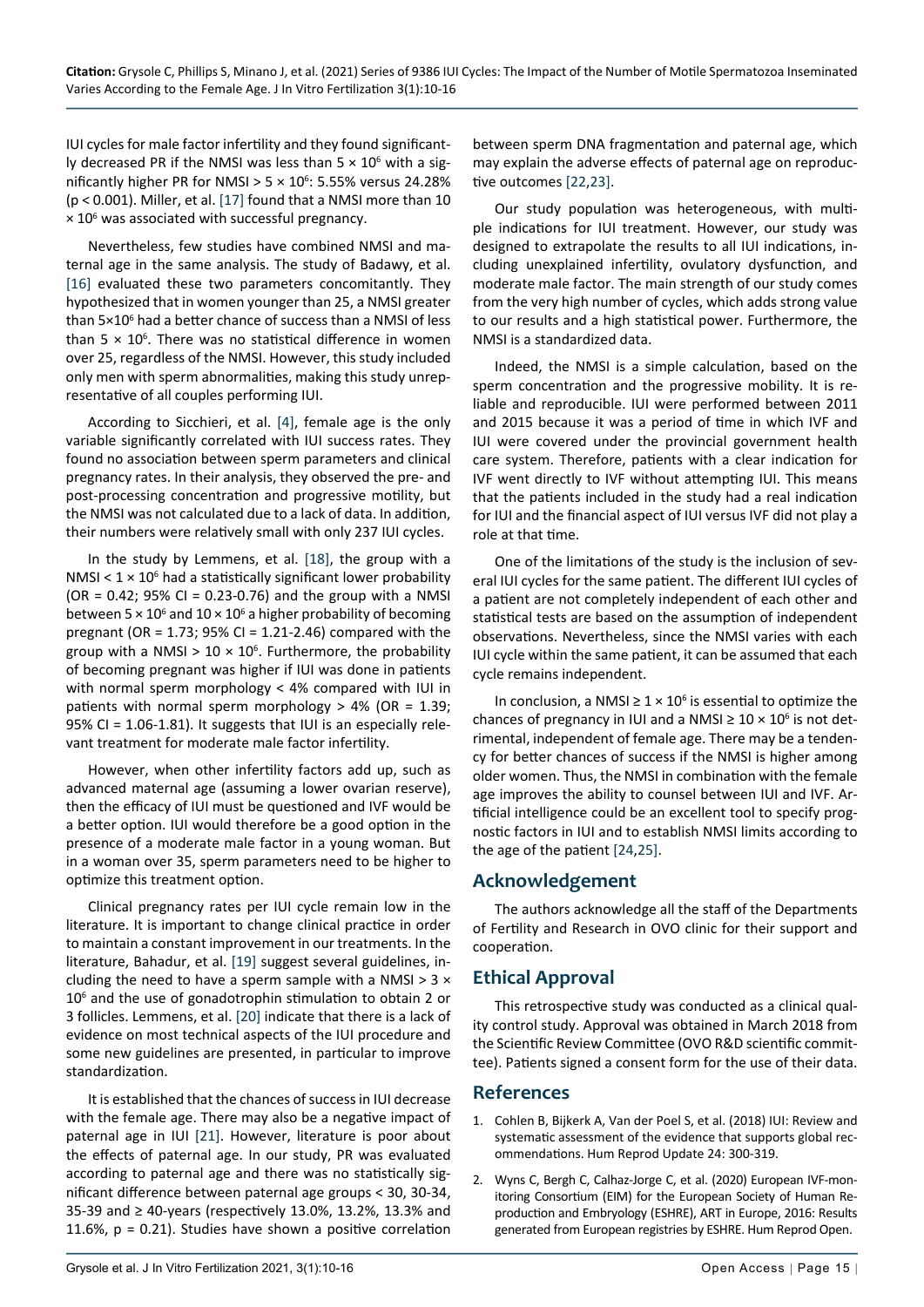IUI cycles for male factor infertility and they found significantly decreased PR if the NMSI was less than $5 \times 10^6$ with a significantly higher PR for NMSI > $5 \times 10^6$: 5.55% versus 24.28% ($p < 0.001$). Miller, et al. [17] found that a NMSI more than $10 \times 10^6$ was associated with successful pregnancy.

Nevertheless, few studies have combined NMSI and maternal age in the same analysis. The study of Badawy, et al. [16] evaluated these two parameters concomitantly. They hypothesized that in women younger than 25, a NMSI greater than $5 \times 10^6$ had a better chance of success than a NMSI of less than $5 \times 10^6$. There was no statistical difference in women over 25, regardless of the NMSI. However, this study included only men with sperm abnormalities, making this study unrepresentative of all couples performing IUI.

According to Sicchieri, et al. [4], female age is the only variable significantly correlated with IUI success rates. They found no association between sperm parameters and clinical pregnancy rates. In their analysis, they observed the pre- and post-processing concentration and progressive motility, but the NMSI was not calculated due to a lack of data. In addition, their numbers were relatively small with only 237 IUI cycles.

In the study by Lemmens, et al. [18], the group with a NMSI < $1 \times 10^6$ had a statistically significant lower probability (OR = 0.42; 95% CI = 0.23-0.76) and the group with a NMSI between $5 \times 10^6$ and $10 \times 10^6$ a higher probability of becoming pregnant (OR = 1.73; 95% CI = 1.21-2.46) compared with the group with a NMSI > $10 \times 10^6$. Furthermore, the probability of becoming pregnant was higher if IUI was done in patients with normal sperm morphology < 4% compared with IUI in patients with normal sperm morphology > 4% (OR = 1.39; 95% CI = 1.06-1.81). It suggests that IUI is an especially relevant treatment for moderate male factor infertility.

However, when other infertility factors add up, such as advanced maternal age (assuming a lower ovarian reserve), then the efficacy of IUI must be questioned and IVF would be a better option. IUI would therefore be a good option in the presence of a moderate male factor in a young woman. But in a woman over 35, sperm parameters need to be higher to optimize this treatment option.

Clinical pregnancy rates per IUI cycle remain low in the literature. It is important to change clinical practice in order to maintain a constant improvement in our treatments. In the literature, Bahadur, et al. [19] suggest several guidelines, including the need to have a sperm sample with a NMSI > $3 \times 10^6$ and the use of gonadotrophin stimulation to obtain 2 or 3 follicles. Lemmens, et al. [20] indicate that there is a lack of evidence on most technical aspects of the IUI procedure and some new guidelines are presented, in particular to improve standardization.

It is established that the chances of success in IUI decrease with the female age. There may also be a negative impact of paternal age in IUI [21]. However, literature is poor about the effects of paternal age. In our study, PR was evaluated according to paternal age and there was no statistically significant difference between paternal age groups < 30, 30-34, 35-39 and ≥ 40-years (respectively 13.0%, 13.2%, 13.3% and 11.6%, $p = 0.21$). Studies have shown a positive correlation between sperm DNA fragmentation and paternal age, which may explain the adverse effects of paternal age on reproductive outcomes [22,23].

Our study population was heterogeneous, with multiple indications for IUI treatment. However, our study was designed to extrapolate the results to all IUI indications, including unexplained infertility, ovulatory dysfunction, and moderate male factor. The main strength of our study comes from the very high number of cycles, which adds strong value to our results and a high statistical power. Furthermore, the NMSI is a standardized data.

Indeed, the NMSI is a simple calculation, based on the sperm concentration and the progressive mobility. It is reliable and reproducible. IUI were performed between 2011 and 2015 because it was a period of time in which IVF and IUI were covered under the provincial government health care system. Therefore, patients with a clear indication for IVF went directly to IVF without attempting IUI. This means that the patients included in the study had a real indication for IUI and the financial aspect of IUI versus IVF did not play a role at that time.

One of the limitations of the study is the inclusion of several IUI cycles for the same patient. The different IUI cycles of a patient are not completely independent of each other and statistical tests are based on the assumption of independent observations. Nevertheless, since the NMSI varies with each IUI cycle within the same patient, it can be assumed that each cycle remains independent.

In conclusion, a NMSI ≥ $1 \times 10^6$ is essential to optimize the chances of pregnancy in IUI and a NMSI ≥ $10 \times 10^6$ is not detrimental, independent of female age. There may be a tendency for better chances of success if the NMSI is higher among older women. Thus, the NMSI in combination with the female age improves the ability to counsel between IUI and IVF. Artificial intelligence could be an excellent tool to specify prognostic factors in IUI and to establish NMSI limits according to the age of the patient [24,25].

## Acknowledgement

The authors acknowledge all the staff of the Departments of Fertility and Research in OVO clinic for their support and cooperation.

## Ethical Approval

This retrospective study was conducted as a clinical quality control study. Approval was obtained in March 2018 from the Scientific Review Committee (OVO R&D scientific committee). Patients signed a consent form for the use of their data.

## References

1. Cohlen B, Bijkerk A, Van der Poel S, et al. (2018) IUI: Review and systematic assessment of the evidence that supports global recommendations. Hum Reprod Update 24: 300-319.
2. Wyns C, Bergh C, Calhaz-Jorge C, et al. (2020) European IVF-monitoring Consortium (EIM) for the European Society of Human Reproduction and Embryology (ESHRE), ART in Europe, 2016: Results generated from European registries by ESHRE. Hum Reprod Open.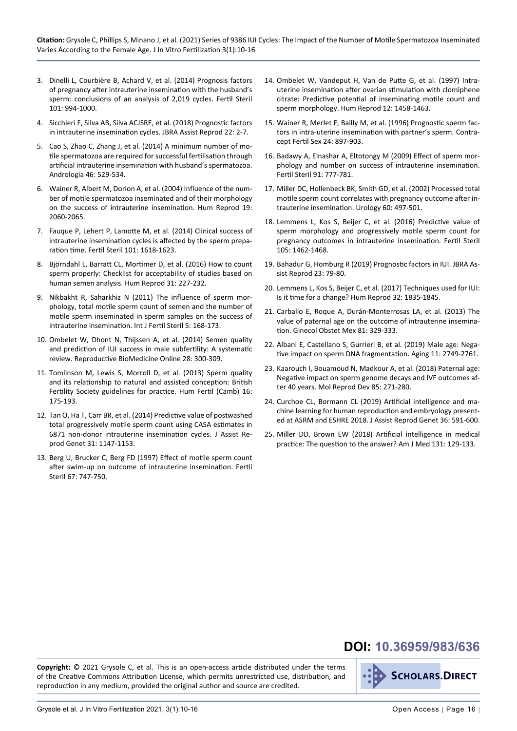3. Dinelli L, Courbière B, Achard V, et al. (2014) Prognosis factors of pregnancy after intrauterine insemination with the husband's sperm: conclusions of an analysis of 2,019 cycles. Fertil Steril 101: 994-1000.
4. Sicchieri F, Silva AB, Silva ACJSRE, et al. (2018) Prognostic factors in intrauterine insemination cycles. JBRA Assist Reprod 22: 2-7.
5. Cao S, Zhao C, Zhang J, et al. (2014) A minimum number of motile spermatozoa are required for successful fertilisation through artificial intrauterine insemination with husband's spermatozoa. Andrologia 46: 529-534.
6. Wainer R, Albert M, Dorion A, et al. (2004) Influence of the number of motile spermatozoa inseminated and of their morphology on the success of intrauterine insemination. Hum Reprod 19: 2060-2065.
7. Fauque P, Lehert P, Lamotte M, et al. (2014) Clinical success of intrauterine insemination cycles is affected by the sperm preparation time. Fertil Steril 101: 1618-1623.
8. Björndahl L, Barratt CL, Mortimer D, et al. (2016) How to count sperm properly: Checklist for acceptability of studies based on human semen analysis. Hum Reprod 31: 227-232.
9. Nikbakht R, Saharkhiz N (2011) The influence of sperm morphology, total motile sperm count of semen and the number of motile sperm inseminated in sperm samples on the success of intrauterine insemination. Int J Fertil Steril 5: 168-173.
10. Ombelet W, Dhont N, Thijssen A, et al. (2014) Semen quality and prediction of IUI success in male subfertility: A systematic review. Reproductive BioMedicine Online 28: 300-309.
11. Tomlinson M, Lewis S, Morroll D, et al. (2013) Sperm quality and its relationship to natural and assisted conception: British Fertility Society guidelines for practice. Hum Fertil (Camb) 16: 175-193.
12. Tan O, Ha T, Carr BR, et al. (2014) Predictive value of postwashed total progressively motile sperm count using CASA estimates in 6871 non-donor intrauterine insemination cycles. J Assist Reprod Genet 31: 1147-1153.
13. Berg U, Brucker C, Berg FD (1997) Effect of motile sperm count after swim-up on outcome of intrauterine insemination. Fertil Steril 67: 747-750.
14. Ombelet W, Vandeput H, Van de Putte G, et al. (1997) Intrauterine insemination after ovarian stimulation with clomiphene citrate: Predictive potential of inseminating motile count and sperm morphology. Hum Reprod 12: 1458-1463.
15. Wainer R, Merlet F, Bailly M, et al. (1996) Prognostic sperm factors in intra-uterine insemination with partner's sperm. Contracept Fertil Sex 24: 897-903.
16. Badawy A, Elnashar A, Eltotongy M (2009) Effect of sperm morphology and number on success of intrauterine insemination. Fertil Steril 91: 777-781.
17. Miller DC, Hollenbeck BK, Smith GD, et al. (2002) Processed total motile sperm count correlates with pregnancy outcome after intrauterine insemination. Urology 60: 497-501.
18. Lemmens L, Kos S, Beijer C, et al. (2016) Predictive value of sperm morphology and progressively motile sperm count for pregnancy outcomes in intrauterine insemination. Fertil Steril 105: 1462-1468.
19. Bahadur G, Homburg R (2019) Prognostic factors in IUI. JBRA Assist Reprod 23: 79-80.
20. Lemmens L, Kos S, Beijer C, et al. (2017) Techniques used for IUI: Is it time for a change? Hum Reprod 32: 1835-1845.
21. Carballo E, Roque A, Durán-Monterrosas LA, et al. (2013) The value of paternal age on the outcome of intrauterine insemination. Ginecol Obstet Mex 81: 329-333.
22. Albani E, Castellano S, Gurrieri B, et al. (2019) Male age: Negative impact on sperm DNA fragmentation. Aging 11: 2749-2761.
23. Kaarouch I, Bouamoud N, Madkour A, et al. (2018) Paternal age: Negative impact on sperm genome decays and IVF outcomes after 40 years. Mol Reprod Dev 85: 271-280.
24. Curchoe CL, Bormann CL (2019) Artificial intelligence and machine learning for human reproduction and embryology presented at ASRM and ESHRE 2018. J Assist Reprod Genet 36: 591-600.
25. Miller DD, Brown EW (2018) Artificial intelligence in medical practice: The question to the answer? Am J Med 131: 129-133.

**DOI: 10.36959/983/636**

**Copyright:** © 2021 Grysole C, et al. This is an open-access article distributed under the terms of the Creative Commons Attribution License, which permits unrestricted use, distribution, and reproduction in any medium, provided the original author and source are credited.